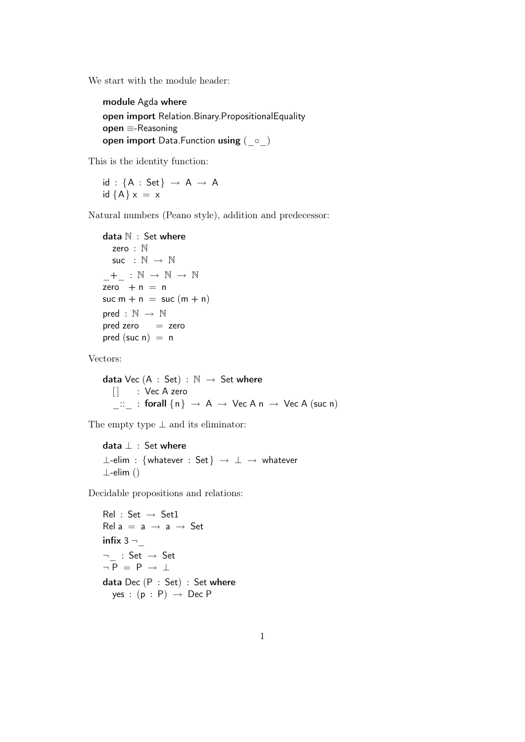We start with the module header:

```
module Agda where
open import Relation.Binary.PropositionalEquality
open ≡-Reasoning
open import Data.Function using (_∘_)
```

This is the identity function:

```
id : {A : Set} → A → A
id {A} x = x
```

Natural numbers (Peano style), addition and predecessor:

```
data ℕ : Set where
  zero : ℕ
  suc  : ℕ → ℕ
_+_ : ℕ → ℕ → ℕ
zero  + n = n
suc m + n = suc (m + n)
pred : ℕ → ℕ
pred zero    = zero
pred (suc n) = n
```

Vectors:

```
data Vec (A : Set) : ℕ → Set where
  []   : Vec A zero
  _::_ : forall {n} → A → Vec A n → Vec A (suc n)
```

The empty type ⊥ and its eliminator:

```
data ⊥ : Set where
⊥-elim : {whatever : Set} → ⊥ → whatever
⊥-elim ()
```

Decidable propositions and relations:

```
Rel : Set → Set1
Rel a = a → a → Set
infix 3 ¬_
¬_ : Set → Set
¬ P = P → ⊥
data Dec (P : Set) : Set where
  yes : (p : P) → Dec P
```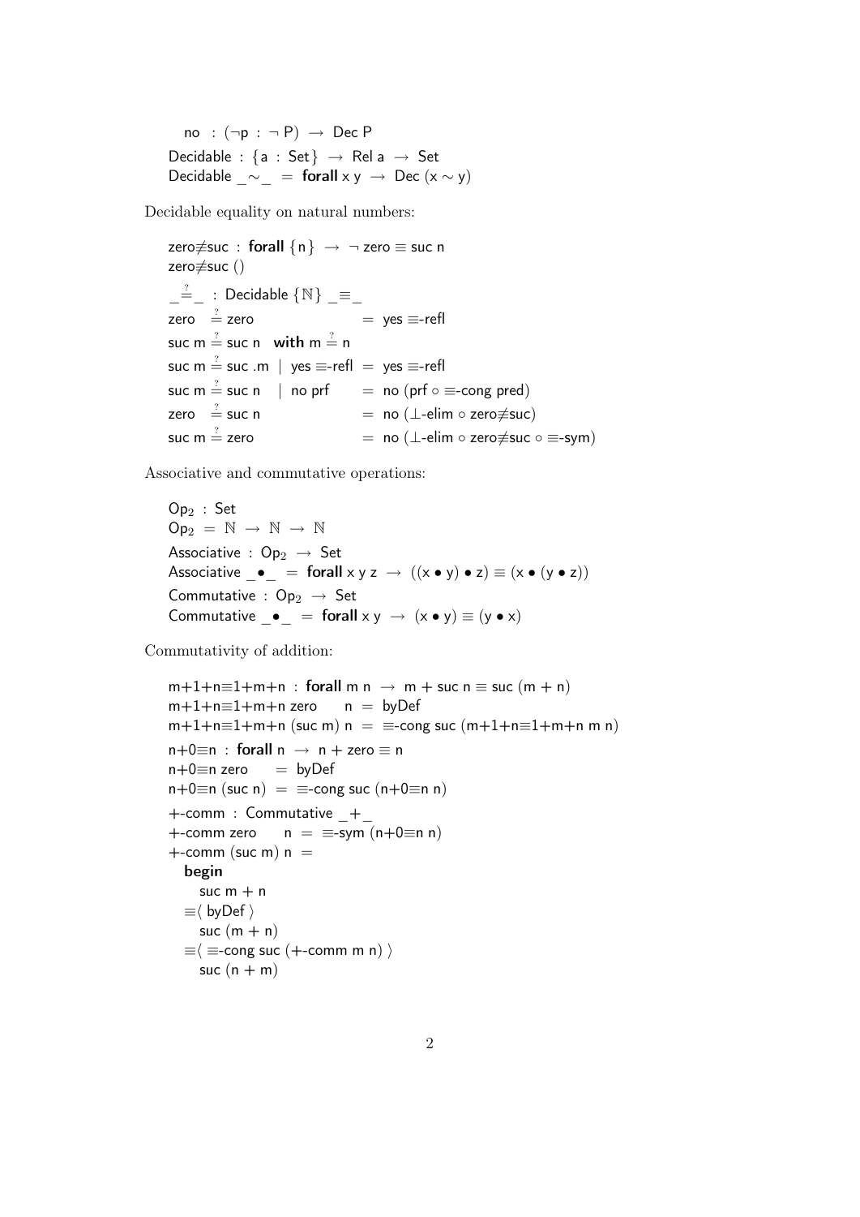```
  no  : (¬p : ¬ P) → Dec P
Decidable : {a : Set} → Rel a → Set
Decidable _∼_ = forall x y → Dec (x ∼ y)
```

Decidable equality on natural numbers:

```
zero≢suc : forall {n} → ¬ zero ≡ suc n
zero≢suc ()

_≟_ : Decidable {ℕ} _≡_
zero  ≟ zero                 = yes ≡-refl
suc m ≟ suc n  with m ≟ n
suc m ≟ suc .m | yes ≡-refl  = yes ≡-refl
suc m ≟ suc n  | no prf      = no (prf ∘ ≡-cong pred)
zero  ≟ suc n                = no (⊥-elim ∘ zero≢suc)
suc m ≟ zero                 = no (⊥-elim ∘ zero≢suc ∘ ≡-sym)
```

Associative and commutative operations:

```
Op₂ : Set
Op₂ = ℕ → ℕ → ℕ
Associative : Op₂ → Set
Associative _•_ = forall x y z → ((x • y) • z) ≡ (x • (y • z))
Commutative : Op₂ → Set
Commutative _•_ = forall x y → (x • y) ≡ (y • x)
```

Commutativity of addition:

```
m+1+n≡1+m+n : forall m n → m + suc n ≡ suc (m + n)
m+1+n≡1+m+n zero    n = byDef
m+1+n≡1+m+n (suc m) n = ≡-cong suc (m+1+n≡1+m+n m n)

n+0≡n : forall n → n + zero ≡ n
n+0≡n zero    = byDef
n+0≡n (suc n) = ≡-cong suc (n+0≡n n)

+-comm : Commutative _+_
+-comm zero    n = ≡-sym (n+0≡n n)
+-comm (suc m) n =
  begin
    suc m + n
  ≡⟨ byDef ⟩
    suc (m + n)
  ≡⟨ ≡-cong suc (+-comm m n) ⟩
    suc (n + m)
```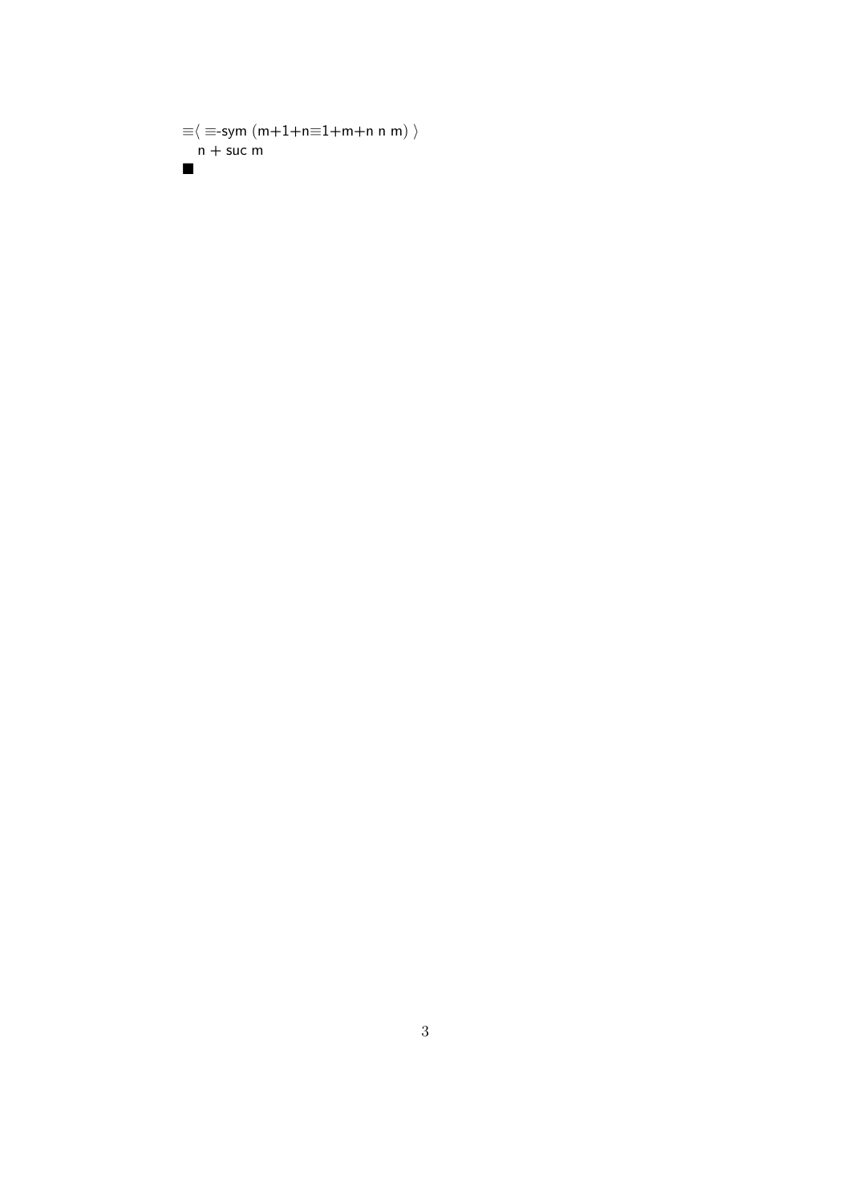```
  ≡⟨ ≡-sym (m+1+n≡1+m+n n m) ⟩
    n + suc m
  ∎
```